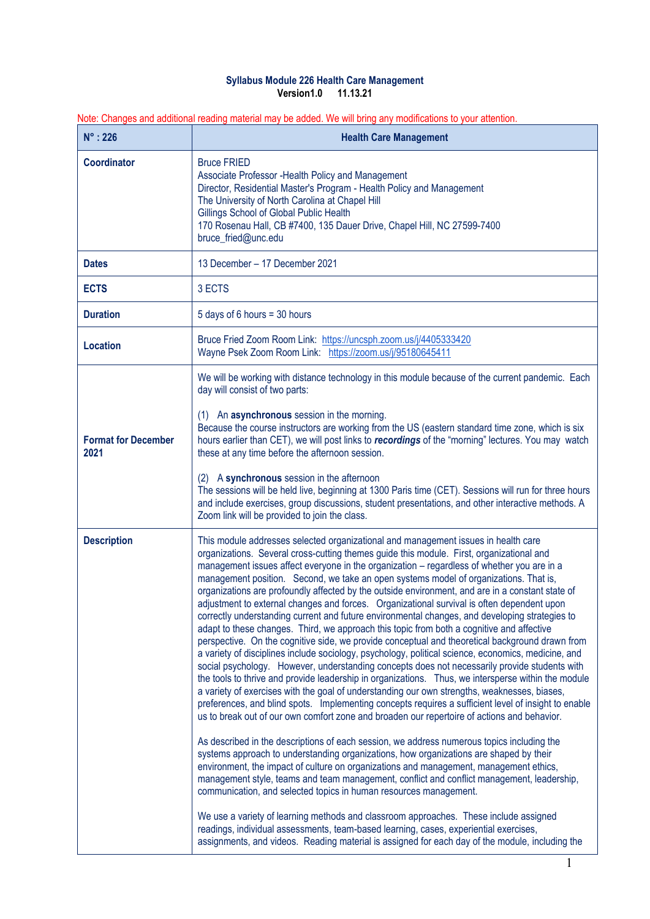**Syllabus Module 226 Health Care Management**
**Version1.0 11.13.21**

Note: Changes and additional reading material may be added. We will bring any modifications to your attention.

| **N° : 226** | **Health Care Management** |
|---|---|
| **Coordinator** | Bruce FRIED<br>Associate Professor -Health Policy and Management<br>Director, Residential Master's Program - Health Policy and Management<br>The University of North Carolina at Chapel Hill<br>Gillings School of Global Public Health<br>170 Rosenau Hall, CB #7400, 135 Dauer Drive, Chapel Hill, NC 27599-7400<br>bruce_fried@unc.edu |
| **Dates** | 13 December – 17 December 2021 |
| **ECTS** | 3 ECTS |
| **Duration** | 5 days of 6 hours = 30 hours |
| **Location** | Bruce Fried Zoom Room Link: https://uncsph.zoom.us/j/4405333420<br>Wayne Psek Zoom Room Link: https://zoom.us/j/95180645411 |
| **Format for December 2021** | We will be working with distance technology in this module because of the current pandemic. Each day will consist of two parts:<br><br>(1) An **asynchronous** session in the morning.<br>Because the course instructors are working from the US (eastern standard time zone, which is six hours earlier than CET), we will post links to ***recordings*** of the "morning" lectures. You may watch these at any time before the afternoon session.<br><br>(2) A **synchronous** session in the afternoon<br>The sessions will be held live, beginning at 1300 Paris time (CET). Sessions will run for three hours and include exercises, group discussions, student presentations, and other interactive methods. A Zoom link will be provided to join the class. |
| **Description** | This module addresses selected organizational and management issues in health care organizations. Several cross-cutting themes guide this module. First, organizational and management issues affect everyone in the organization – regardless of whether you are in a management position. Second, we take an open systems model of organizations. That is, organizations are profoundly affected by the outside environment, and are in a constant state of adjustment to external changes and forces. Organizational survival is often dependent upon correctly understanding current and future environmental changes, and developing strategies to adapt to these changes. Third, we approach this topic from both a cognitive and affective perspective. On the cognitive side, we provide conceptual and theoretical background drawn from a variety of disciplines include sociology, psychology, political science, economics, medicine, and social psychology. However, understanding concepts does not necessarily provide students with the tools to thrive and provide leadership in organizations. Thus, we intersperse within the module a variety of exercises with the goal of understanding our own strengths, weaknesses, biases, preferences, and blind spots. Implementing concepts requires a sufficient level of insight to enable us to break out of our own comfort zone and broaden our repertoire of actions and behavior.<br><br>As described in the descriptions of each session, we address numerous topics including the systems approach to understanding organizations, how organizations are shaped by their environment, the impact of culture on organizations and management, management ethics, management style, teams and team management, conflict and conflict management, leadership, communication, and selected topics in human resources management.<br><br>We use a variety of learning methods and classroom approaches. These include assigned readings, individual assessments, team-based learning, cases, experiential exercises, assignments, and videos. Reading material is assigned for each day of the module, including the |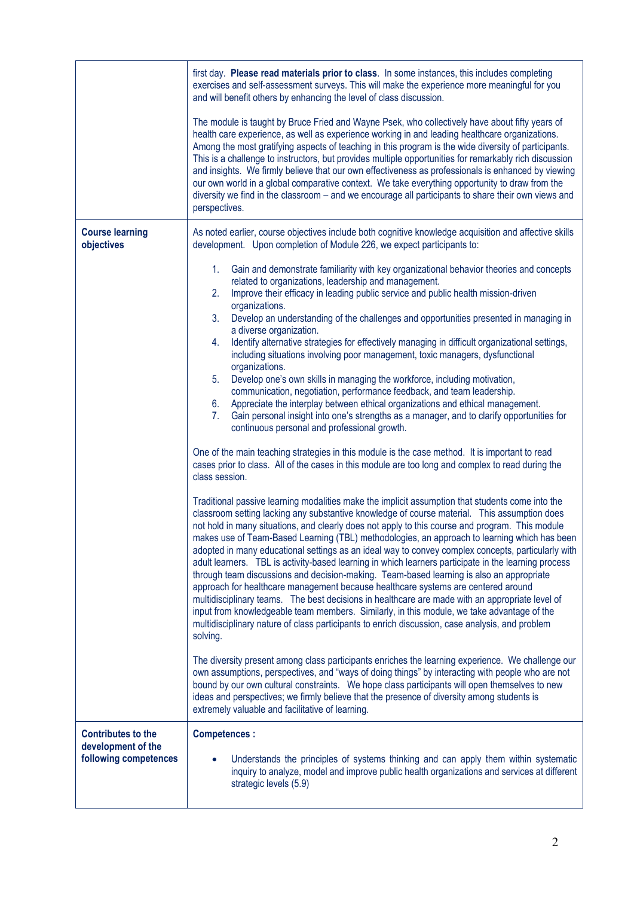| | |
|---|---|
| | first day. **Please read materials prior to class**. In some instances, this includes completing exercises and self-assessment surveys. This will make the experience more meaningful for you and will benefit others by enhancing the level of class discussion.<br><br>The module is taught by Bruce Fried and Wayne Psek, who collectively have about fifty years of health care experience, as well as experience working in and leading healthcare organizations. Among the most gratifying aspects of teaching in this program is the wide diversity of participants. This is a challenge to instructors, but provides multiple opportunities for remarkably rich discussion and insights. We firmly believe that our own effectiveness as professionals is enhanced by viewing our own world in a global comparative context. We take everything opportunity to draw from the diversity we find in the classroom – and we encourage all participants to share their own views and perspectives. |
| **Course learning objectives** | As noted earlier, course objectives include both cognitive knowledge acquisition and affective skills development. Upon completion of Module 226, we expect participants to:<br><br>1. Gain and demonstrate familiarity with key organizational behavior theories and concepts related to organizations, leadership and management.<br>2. Improve their efficacy in leading public service and public health mission-driven organizations.<br>3. Develop an understanding of the challenges and opportunities presented in managing in a diverse organization.<br>4. Identify alternative strategies for effectively managing in difficult organizational settings, including situations involving poor management, toxic managers, dysfunctional organizations.<br>5. Develop one's own skills in managing the workforce, including motivation, communication, negotiation, performance feedback, and team leadership.<br>6. Appreciate the interplay between ethical organizations and ethical management.<br>7. Gain personal insight into one's strengths as a manager, and to clarify opportunities for continuous personal and professional growth.<br><br>One of the main teaching strategies in this module is the case method. It is important to read cases prior to class. All of the cases in this module are too long and complex to read during the class session.<br><br>Traditional passive learning modalities make the implicit assumption that students come into the classroom setting lacking any substantive knowledge of course material. This assumption does not hold in many situations, and clearly does not apply to this course and program. This module makes use of Team-Based Learning (TBL) methodologies, an approach to learning which has been adopted in many educational settings as an ideal way to convey complex concepts, particularly with adult learners. TBL is activity-based learning in which learners participate in the learning process through team discussions and decision-making. Team-based learning is also an appropriate approach for healthcare management because healthcare systems are centered around multidisciplinary teams. The best decisions in healthcare are made with an appropriate level of input from knowledgeable team members. Similarly, in this module, we take advantage of the multidisciplinary nature of class participants to enrich discussion, case analysis, and problem solving.<br><br>The diversity present among class participants enriches the learning experience. We challenge our own assumptions, perspectives, and "ways of doing things" by interacting with people who are not bound by our own cultural constraints. We hope class participants will open themselves to new ideas and perspectives; we firmly believe that the presence of diversity among students is extremely valuable and facilitative of learning. |
| **Contributes to the development of the following competences** | **Competences :**<br><br>• Understands the principles of systems thinking and can apply them within systematic inquiry to analyze, model and improve public health organizations and services at different strategic levels (5.9) |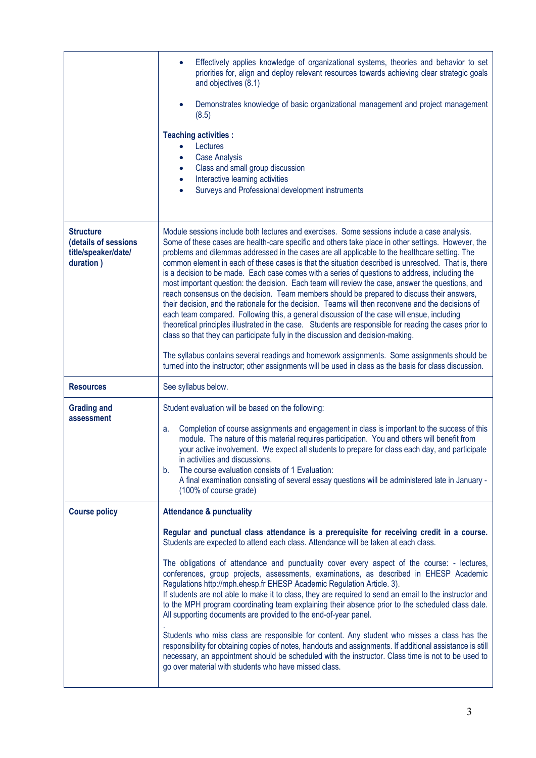| | |
|---|---|
| | • Effectively applies knowledge of organizational systems, theories and behavior to set priorities for, align and deploy relevant resources towards achieving clear strategic goals and objectives (8.1)<br><br>• Demonstrates knowledge of basic organizational management and project management (8.5)<br><br>**Teaching activities :**<br>• Lectures<br>• Case Analysis<br>• Class and small group discussion<br>• Interactive learning activities<br>• Surveys and Professional development instruments |
| **Structure (details of sessions title/speaker/date/ duration )** | Module sessions include both lectures and exercises. Some sessions include a case analysis. Some of these cases are health-care specific and others take place in other settings. However, the problems and dilemmas addressed in the cases are all applicable to the healthcare setting. The common element in each of these cases is that the situation described is unresolved. That is, there is a decision to be made. Each case comes with a series of questions to address, including the most important question: the decision. Each team will review the case, answer the questions, and reach consensus on the decision. Team members should be prepared to discuss their answers, their decision, and the rationale for the decision. Teams will then reconvene and the decisions of each team compared. Following this, a general discussion of the case will ensue, including theoretical principles illustrated in the case. Students are responsible for reading the cases prior to class so that they can participate fully in the discussion and decision-making.<br><br>The syllabus contains several readings and homework assignments. Some assignments should be turned into the instructor; other assignments will be used in class as the basis for class discussion. |
| **Resources** | See syllabus below. |
| **Grading and assessment** | Student evaluation will be based on the following:<br><br>a. Completion of course assignments and engagement in class is important to the success of this module. The nature of this material requires participation. You and others will benefit from your active involvement. We expect all students to prepare for class each day, and participate in activities and discussions.<br>b. The course evaluation consists of 1 Evaluation:<br>A final examination consisting of several essay questions will be administered late in January - (100% of course grade) |
| **Course policy** | **Attendance & punctuality**<br><br>**Regular and punctual class attendance is a prerequisite for receiving credit in a course.** Students are expected to attend each class. Attendance will be taken at each class.<br><br>The obligations of attendance and punctuality cover every aspect of the course: - lectures, conferences, group projects, assessments, examinations, as described in EHESP Academic Regulations http://mph.ehesp.fr EHESP Academic Regulation Article. 3).<br>If students are not able to make it to class, they are required to send an email to the instructor and to the MPH program coordinating team explaining their absence prior to the scheduled class date. All supporting documents are provided to the end-of-year panel.<br>.<br>Students who miss class are responsible for content. Any student who misses a class has the responsibility for obtaining copies of notes, handouts and assignments. If additional assistance is still necessary, an appointment should be scheduled with the instructor. Class time is not to be used to go over material with students who have missed class. |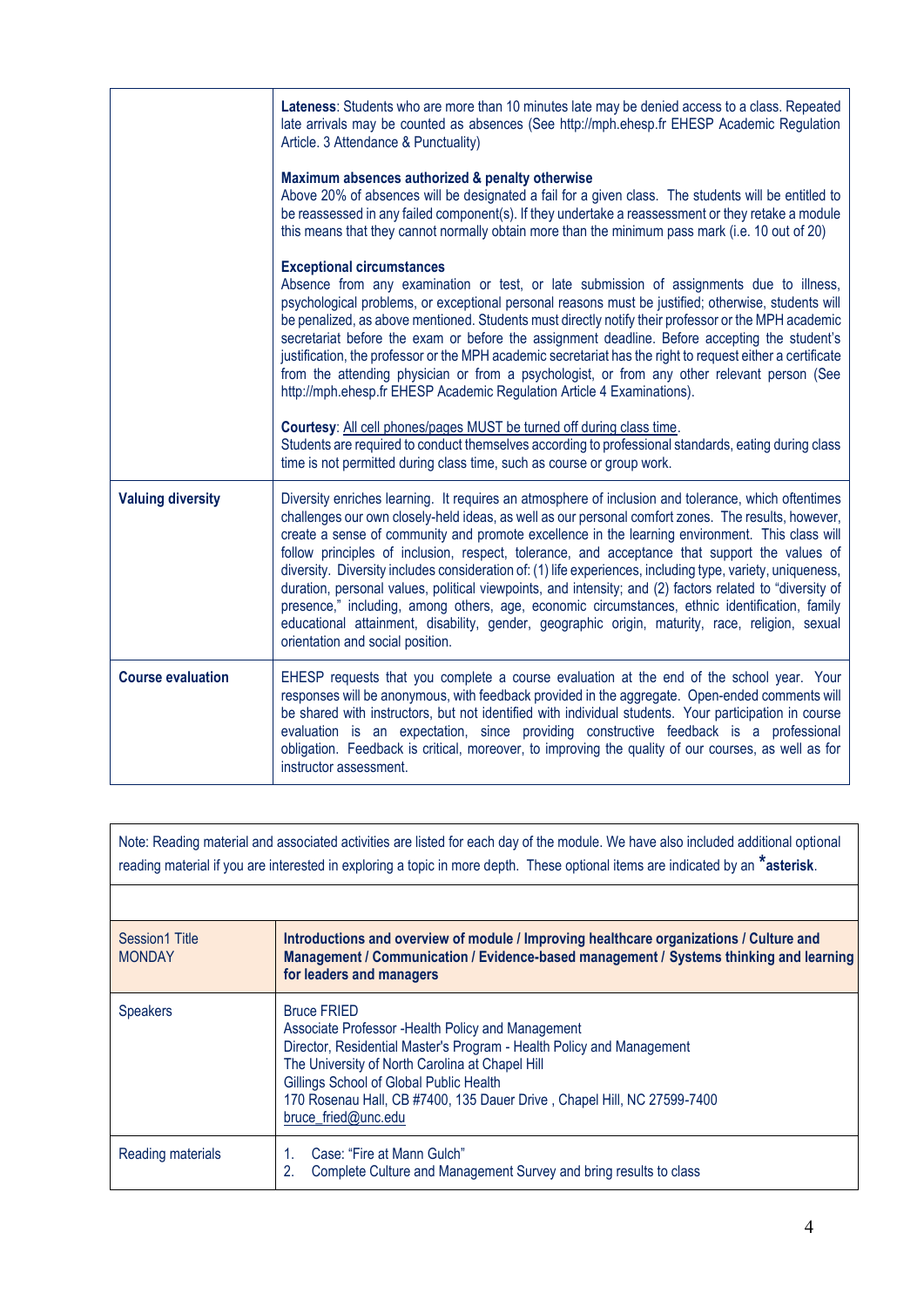| | |
|---|---|
| | **Lateness**: Students who are more than 10 minutes late may be denied access to a class. Repeated late arrivals may be counted as absences (See http://mph.ehesp.fr EHESP Academic Regulation Article. 3 Attendance & Punctuality)<br><br>**Maximum absences authorized & penalty otherwise**<br>Above 20% of absences will be designated a fail for a given class. The students will be entitled to be reassessed in any failed component(s). If they undertake a reassessment or they retake a module this means that they cannot normally obtain more than the minimum pass mark (i.e. 10 out of 20)<br><br>**Exceptional circumstances**<br>Absence from any examination or test, or late submission of assignments due to illness, psychological problems, or exceptional personal reasons must be justified; otherwise, students will be penalized, as above mentioned. Students must directly notify their professor or the MPH academic secretariat before the exam or before the assignment deadline. Before accepting the student's justification, the professor or the MPH academic secretariat has the right to request either a certificate from the attending physician or from a psychologist, or from any other relevant person (See http://mph.ehesp.fr EHESP Academic Regulation Article 4 Examinations).<br><br>**Courtesy**: <u>All cell phones/pages MUST be turned off during class time</u>.<br>Students are required to conduct themselves according to professional standards, eating during class time is not permitted during class time, such as course or group work. |
| **Valuing diversity** | Diversity enriches learning. It requires an atmosphere of inclusion and tolerance, which oftentimes challenges our own closely-held ideas, as well as our personal comfort zones. The results, however, create a sense of community and promote excellence in the learning environment. This class will follow principles of inclusion, respect, tolerance, and acceptance that support the values of diversity. Diversity includes consideration of: (1) life experiences, including type, variety, uniqueness, duration, personal values, political viewpoints, and intensity; and (2) factors related to "diversity of presence," including, among others, age, economic circumstances, ethnic identification, family educational attainment, disability, gender, geographic origin, maturity, race, religion, sexual orientation and social position. |
| **Course evaluation** | EHESP requests that you complete a course evaluation at the end of the school year. Your responses will be anonymous, with feedback provided in the aggregate. Open-ended comments will be shared with instructors, but not identified with individual students. Your participation in course evaluation is an expectation, since providing constructive feedback is a professional obligation. Feedback is critical, moreover, to improving the quality of our courses, as well as for instructor assessment. |

| Note: Reading material and associated activities are listed for each day of the module. We have also included additional optional reading material if you are interested in exploring a topic in more depth. These optional items are indicated by an ***asterisk**. | |
|---|---|
| | |
| Session1 Title<br>MONDAY | **Introductions and overview of module / Improving healthcare organizations / Culture and Management / Communication / Evidence-based management / Systems thinking and learning for leaders and managers** |
| Speakers | Bruce FRIED<br>Associate Professor -Health Policy and Management<br>Director, Residential Master's Program - Health Policy and Management<br>The University of North Carolina at Chapel Hill<br>Gillings School of Global Public Health<br>170 Rosenau Hall, CB #7400, 135 Dauer Drive , Chapel Hill, NC 27599-7400<br>bruce_fried@unc.edu |
| Reading materials | 1. Case: "Fire at Mann Gulch"<br>2. Complete Culture and Management Survey and bring results to class |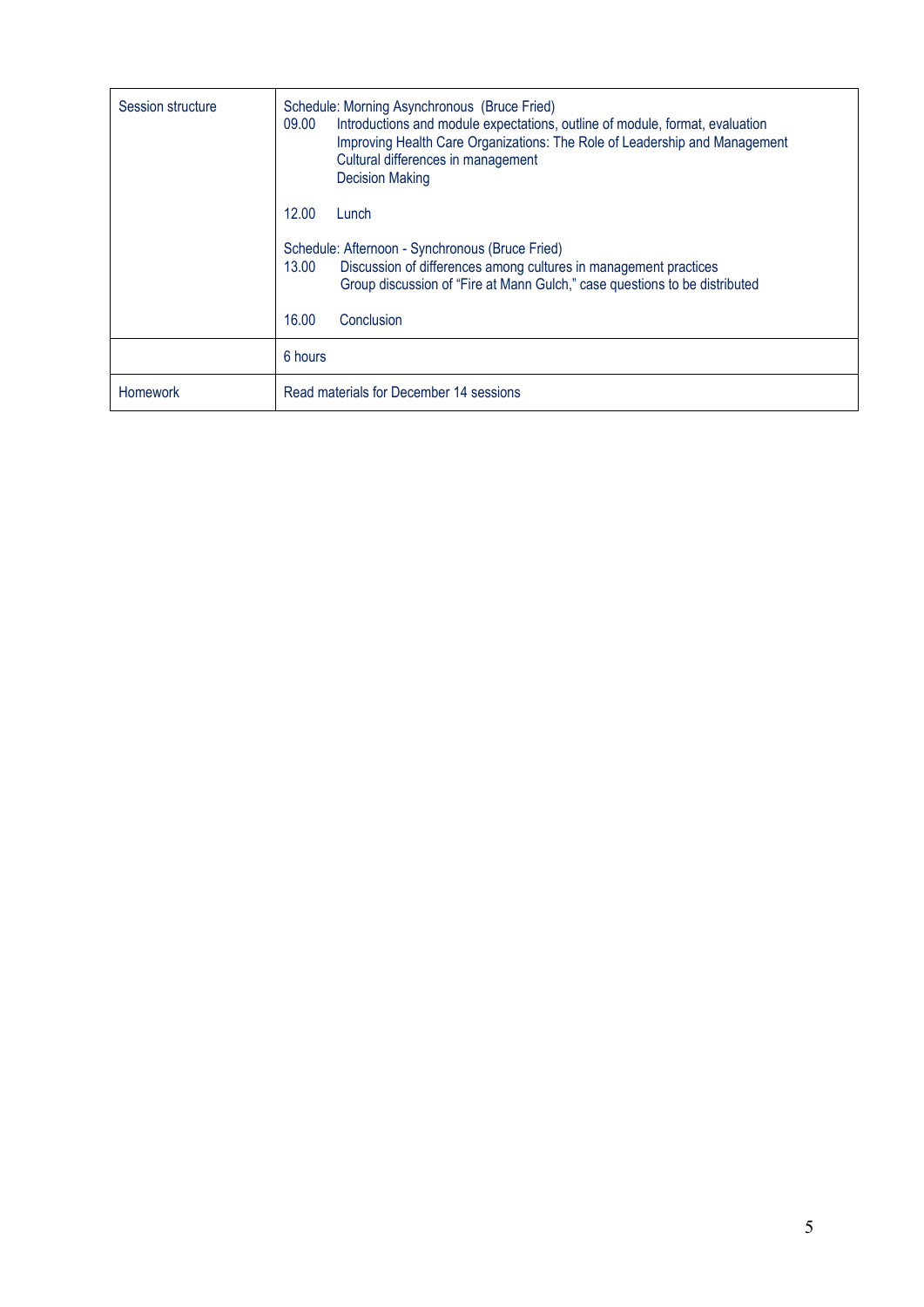| Session structure | Schedule: Morning Asynchronous (Bruce Fried)<br>09.00 Introductions and module expectations, outline of module, format, evaluation<br>Improving Health Care Organizations: The Role of Leadership and Management<br>Cultural differences in management<br>Decision Making<br><br>12.00 Lunch<br><br>Schedule: Afternoon - Synchronous (Bruce Fried)<br>13.00 Discussion of differences among cultures in management practices<br>Group discussion of "Fire at Mann Gulch," case questions to be distributed<br><br>16.00 Conclusion |
|---|---|
| | 6 hours |
| Homework | Read materials for December 14 sessions |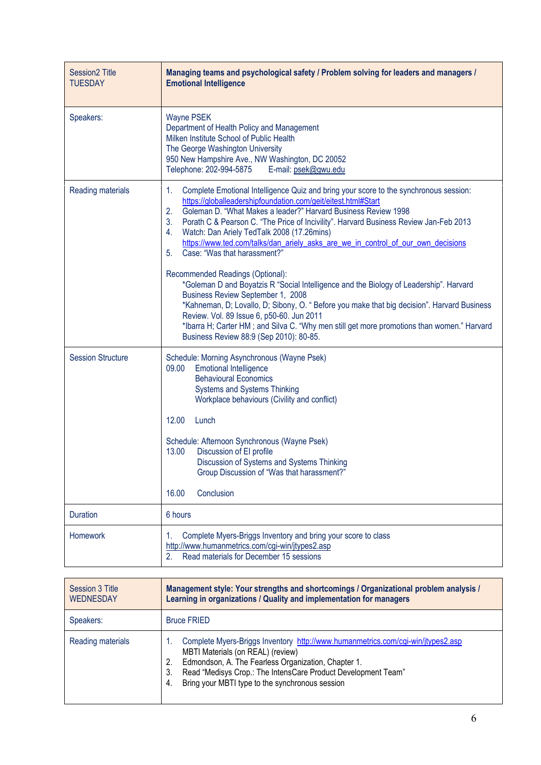| Session2 Title TUESDAY | **Managing teams and psychological safety / Problem solving for leaders and managers / Emotional Intelligence** |
|---|---|
| Speakers: | Wayne PSEK<br>Department of Health Policy and Management<br>Milken Institute School of Public Health<br>The George Washington University<br>950 New Hampshire Ave., NW Washington, DC 20052<br>Telephone: 202-994-5875 E-mail: psek@gwu.edu |
| Reading materials | 1. Complete Emotional Intelligence Quiz and bring your score to the synchronous session: https://globalleadershipfoundation.com/geit/eitest.html#Start<br>2. Goleman D. "What Makes a leader?" Harvard Business Review 1998<br>3. Porath C & Pearson C. "The Price of Incivility". Harvard Business Review Jan-Feb 2013<br>4. Watch: Dan Ariely TedTalk 2008 (17.26mins) https://www.ted.com/talks/dan_ariely_asks_are_we_in_control_of_our_own_decisions<br>5. Case: "Was that harassment?"<br><br>Recommended Readings (Optional):<br>*Goleman D and Boyatzis R "Social Intelligence and the Biology of Leadership". Harvard Business Review September 1, 2008<br>*Kahneman, D; Lovallo, D; Sibony, O. " Before you make that big decision". Harvard Business Review. Vol. 89 Issue 6, p50-60. Jun 2011<br>*Ibarra H; Carter HM ; and Silva C. "Why men still get more promotions than women." Harvard Business Review 88:9 (Sep 2010): 80-85. |
| Session Structure | Schedule: Morning Asynchronous (Wayne Psek)<br>09.00 Emotional Intelligence<br>Behavioural Economics<br>Systems and Systems Thinking<br>Workplace behaviours (Civility and conflict)<br><br>12.00 Lunch<br><br>Schedule: Afternoon Synchronous (Wayne Psek)<br>13.00 Discussion of EI profile<br>Discussion of Systems and Systems Thinking<br>Group Discussion of "Was that harassment?"<br><br>16.00 Conclusion |
| Duration | 6 hours |
| Homework | 1. Complete Myers-Briggs Inventory and bring your score to class http://www.humanmetrics.com/cgi-win/jtypes2.asp<br>2. Read materials for December 15 sessions |

| Session 3 Title WEDNESDAY | **Management style: Your strengths and shortcomings / Organizational problem analysis / Learning in organizations / Quality and implementation for managers** |
|---|---|
| Speakers: | Bruce FRIED |
| Reading materials | 1. Complete Myers-Briggs Inventory http://www.humanmetrics.com/cgi-win/jtypes2.asp MBTI Materials (on REAL) (review)<br>2. Edmondson, A. The Fearless Organization, Chapter 1.<br>3. Read "Medisys Crop.: The IntensCare Product Development Team"<br>4. Bring your MBTI type to the synchronous session |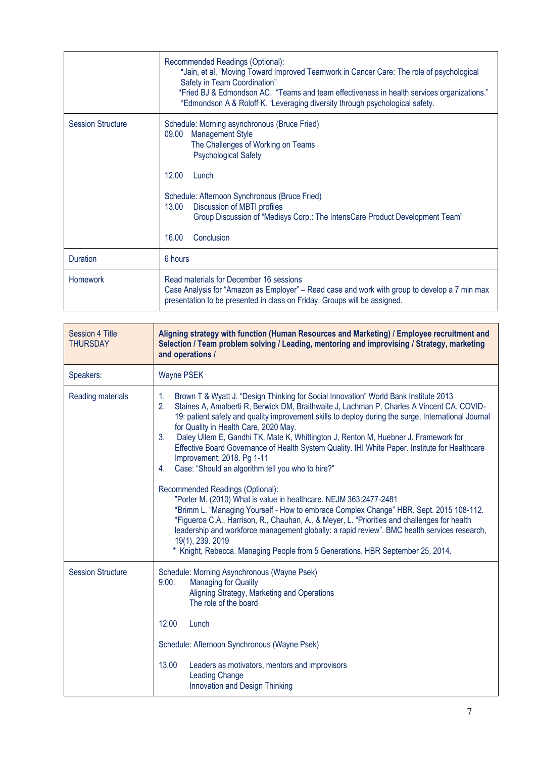| | |
|---|---|
| | Recommended Readings (Optional):<br>*Jain, et al, "Moving Toward Improved Teamwork in Cancer Care: The role of psychological Safety in Team Coordination"<br>*Fried BJ & Edmondson AC. "Teams and team effectiveness in health services organizations."<br>*Edmondson A & Roloff K. "Leveraging diversity through psychological safety. |
| Session Structure | Schedule: Morning asynchronous (Bruce Fried)<br>09.00 Management Style<br>The Challenges of Working on Teams<br>Psychological Safety<br><br>12.00 Lunch<br><br>Schedule: Afternoon Synchronous (Bruce Fried)<br>13.00 Discussion of MBTI profiles<br>Group Discussion of "Medisys Corp.: The IntensCare Product Development Team"<br><br>16.00 Conclusion |
| Duration | 6 hours |
| Homework | Read materials for December 16 sessions<br>Case Analysis for "Amazon as Employer" – Read case and work with group to develop a 7 min max presentation to be presented in class on Friday. Groups will be assigned. |

| Session 4 Title THURSDAY | **Aligning strategy with function (Human Resources and Marketing) / Employee recruitment and Selection / Team problem solving / Leading, mentoring and improvising / Strategy, marketing and operations /** |
|---|---|
| Speakers: | Wayne PSEK |
| Reading materials | 1. Brown T & Wyatt J. "Design Thinking for Social Innovation" World Bank Institute 2013<br>2. Staines A, Amalberti R, Berwick DM, Braithwaite J, Lachman P, Charles A Vincent CA. COVID-19: patient safety and quality improvement skills to deploy during the surge, International Journal for Quality in Health Care, 2020 May.<br>3. Daley Ullem E, Gandhi TK, Mate K, Whittington J, Renton M, Huebner J. Framework for Effective Board Governance of Health System Quality. IHI White Paper. Institute for Healthcare Improvement; 2018. Pg 1-11<br>4. Case: "Should an algorithm tell you who to hire?"<br><br>Recommended Readings (Optional):<br>"Porter M. (2010) What is value in healthcare. NEJM 363:2477-2481<br>*Brimm L. "Managing Yourself - How to embrace Complex Change" HBR. Sept. 2015 108-112.<br>*Figueroa C.A., Harrison, R., Chauhan, A., & Meyer, L. "Priorities and challenges for health leadership and workforce management globally: a rapid review". BMC health services research, 19(1), 239. 2019<br>* Knight, Rebecca. Managing People from 5 Generations. HBR September 25, 2014. |
| Session Structure | Schedule: Morning Asynchronous (Wayne Psek)<br>9:00. Managing for Quality<br>Aligning Strategy, Marketing and Operations<br>The role of the board<br><br>12.00 Lunch<br><br>Schedule: Afternoon Synchronous (Wayne Psek)<br><br>13.00 Leaders as motivators, mentors and improvisors<br>Leading Change<br>Innovation and Design Thinking |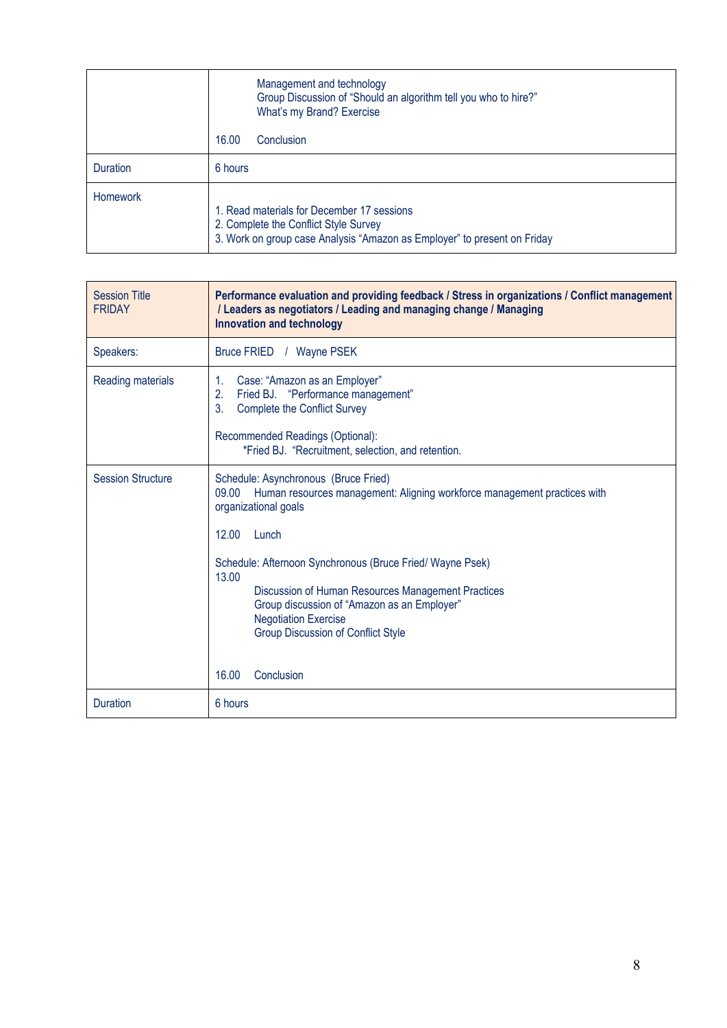| | |
|---|---|
| | Management and technology<br>Group Discussion of "Should an algorithm tell you who to hire?"<br>What's my Brand? Exercise<br><br>16.00 Conclusion |
| Duration | 6 hours |
| Homework | 1. Read materials for December 17 sessions<br>2. Complete the Conflict Style Survey<br>3. Work on group case Analysis "Amazon as Employer" to present on Friday |

| Session Title<br>FRIDAY | **Performance evaluation and providing feedback / Stress in organizations / Conflict management / Leaders as negotiators / Leading and managing change / Managing Innovation and technology** |
|---|---|
| Speakers: | Bruce FRIED / Wayne PSEK |
| Reading materials | 1. Case: "Amazon as an Employer"<br>2. Fried BJ. "Performance management"<br>3. Complete the Conflict Survey<br><br>Recommended Readings (Optional):<br>*Fried BJ. "Recruitment, selection, and retention. |
| Session Structure | Schedule: Asynchronous (Bruce Fried)<br>09.00 Human resources management: Aligning workforce management practices with organizational goals<br><br>12.00 Lunch<br><br>Schedule: Afternoon Synchronous (Bruce Fried/ Wayne Psek)<br>13.00<br>Discussion of Human Resources Management Practices<br>Group discussion of "Amazon as an Employer"<br>Negotiation Exercise<br>Group Discussion of Conflict Style<br><br>16.00 Conclusion |
| Duration | 6 hours |